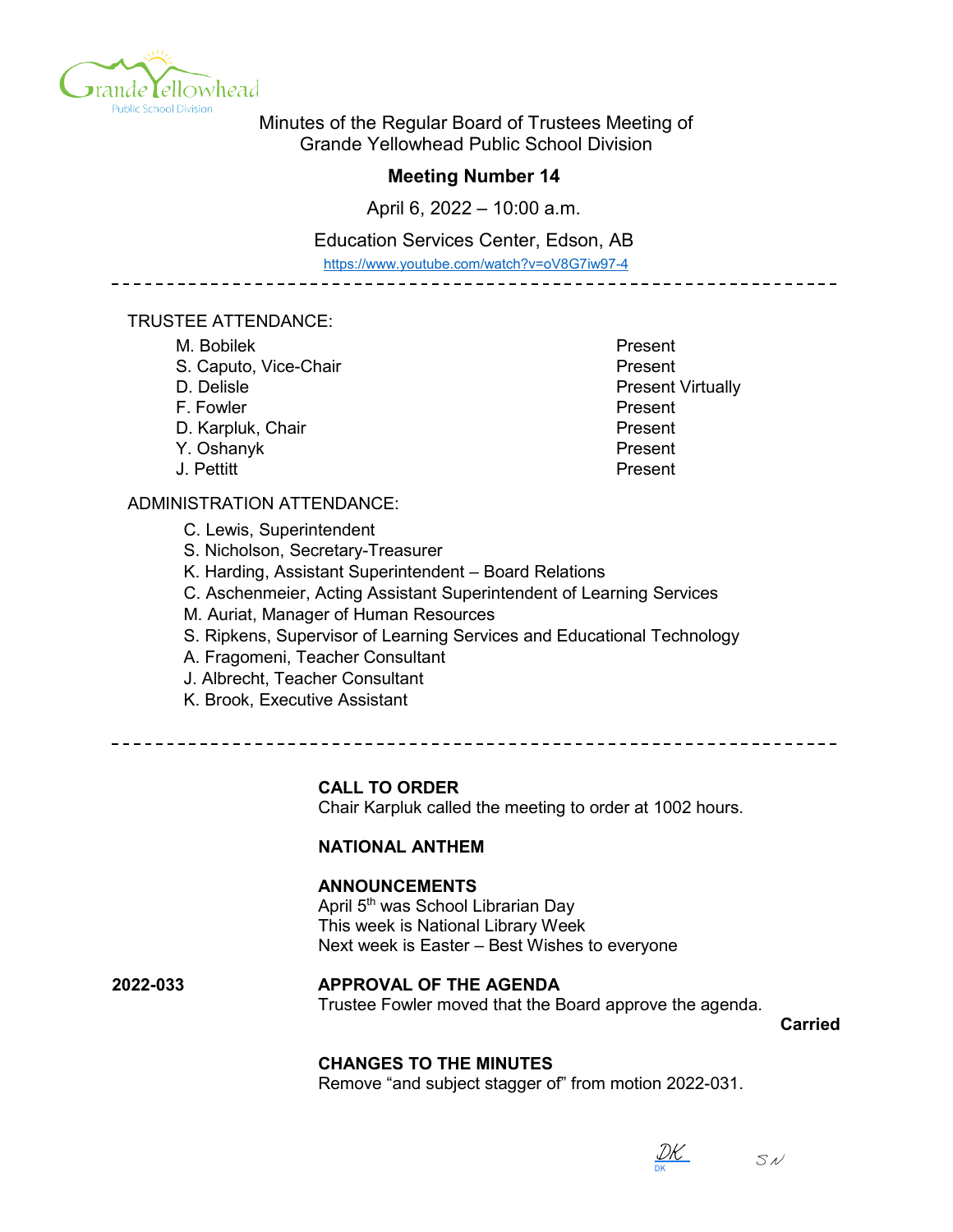Minutes of the Regular Board of Trustees Meeting of
Grande Yellowhead Public School Division

## Meeting Number 14

April 6, 2022 – 10:00 a.m.

Education Services Center, Edson, AB

https://www.youtube.com/watch?v=oV8G7iw97-4

---

TRUSTEE ATTENDANCE:

| | |
|---|---|
| M. Bobilek | Present |
| S. Caputo, Vice-Chair | Present |
| D. Delisle | Present Virtually |
| F. Fowler | Present |
| D. Karpluk, Chair | Present |
| Y. Oshanyk | Present |
| J. Pettitt | Present |

ADMINISTRATION ATTENDANCE:

C. Lewis, Superintendent
S. Nicholson, Secretary-Treasurer
K. Harding, Assistant Superintendent – Board Relations
C. Aschenmeier, Acting Assistant Superintendent of Learning Services
M. Auriat, Manager of Human Resources
S. Ripkens, Supervisor of Learning Services and Educational Technology
A. Fragomeni, Teacher Consultant
J. Albrecht, Teacher Consultant
K. Brook, Executive Assistant

---

**CALL TO ORDER**
Chair Karpluk called the meeting to order at 1002 hours.

**NATIONAL ANTHEM**

**ANNOUNCEMENTS**
April 5th was School Librarian Day
This week is National Library Week
Next week is Easter – Best Wishes to everyone

**2022-033** **APPROVAL OF THE AGENDA**
Trustee Fowler moved that the Board approve the agenda.

**Carried**

**CHANGES TO THE MINUTES**
Remove "and subject stagger of" from motion 2022-031.

DK SN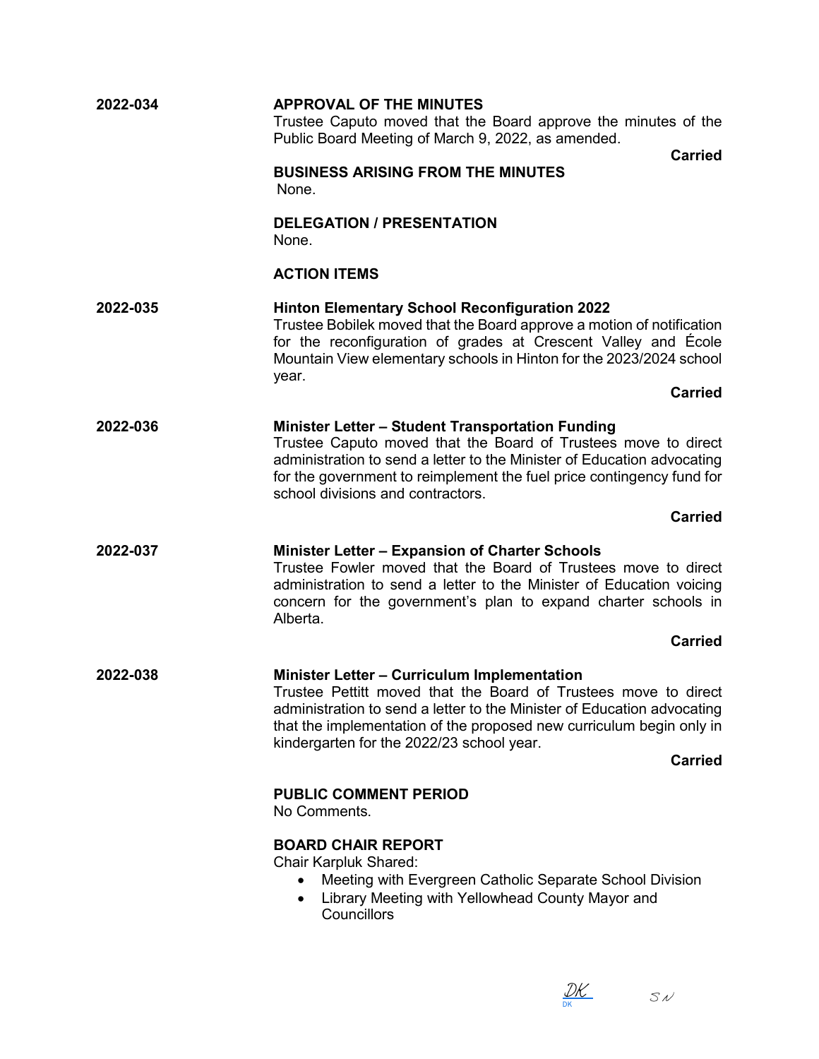**2022-034** **APPROVAL OF THE MINUTES**

Trustee Caputo moved that the Board approve the minutes of the Public Board Meeting of March 9, 2022, as amended.

**Carried**

**BUSINESS ARISING FROM THE MINUTES**

None.

**DELEGATION / PRESENTATION**

None.

**ACTION ITEMS**

**2022-035** **Hinton Elementary School Reconfiguration 2022**

Trustee Bobilek moved that the Board approve a motion of notification for the reconfiguration of grades at Crescent Valley and École Mountain View elementary schools in Hinton for the 2023/2024 school year.

**Carried**

**2022-036** **Minister Letter – Student Transportation Funding**

Trustee Caputo moved that the Board of Trustees move to direct administration to send a letter to the Minister of Education advocating for the government to reimplement the fuel price contingency fund for school divisions and contractors.

**Carried**

**2022-037** **Minister Letter – Expansion of Charter Schools**

Trustee Fowler moved that the Board of Trustees move to direct administration to send a letter to the Minister of Education voicing concern for the government's plan to expand charter schools in Alberta.

**Carried**

**2022-038** **Minister Letter – Curriculum Implementation**

Trustee Pettitt moved that the Board of Trustees move to direct administration to send a letter to the Minister of Education advocating that the implementation of the proposed new curriculum begin only in kindergarten for the 2022/23 school year.

**Carried**

**PUBLIC COMMENT PERIOD**

No Comments.

**BOARD CHAIR REPORT**

Chair Karpluk Shared:

- Meeting with Evergreen Catholic Separate School Division
- Library Meeting with Yellowhead County Mayor and Councillors

DK SN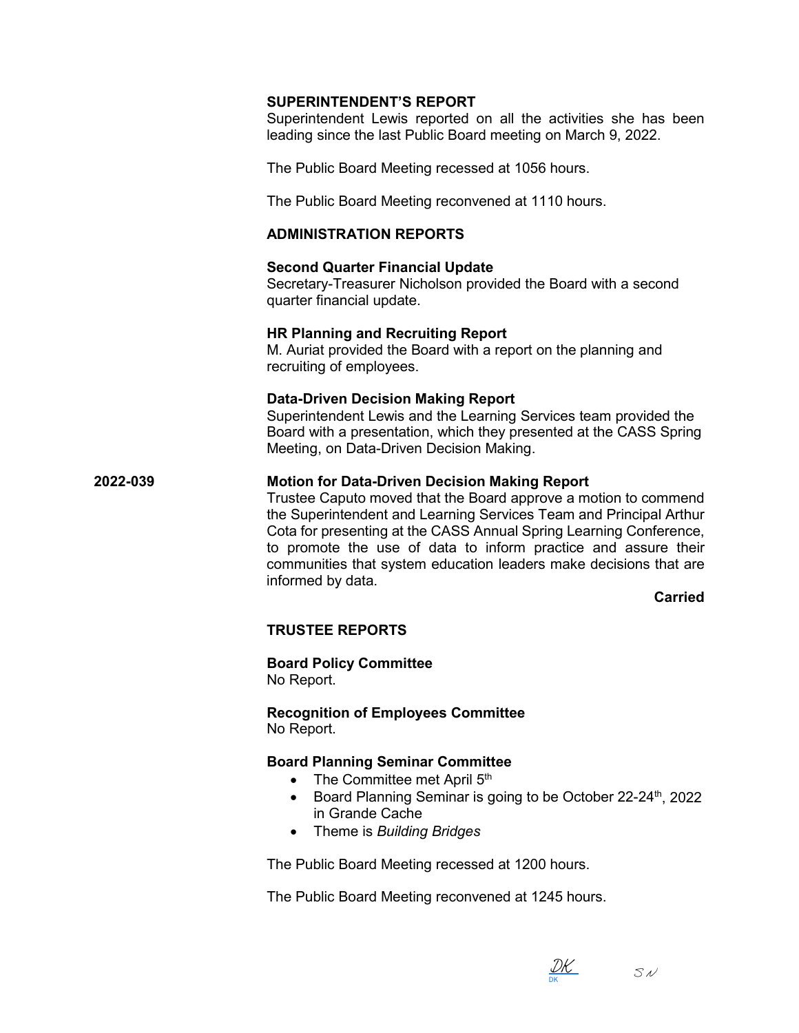## SUPERINTENDENT'S REPORT

Superintendent Lewis reported on all the activities she has been leading since the last Public Board meeting on March 9, 2022.

The Public Board Meeting recessed at 1056 hours.

The Public Board Meeting reconvened at 1110 hours.

## ADMINISTRATION REPORTS

### Second Quarter Financial Update

Secretary-Treasurer Nicholson provided the Board with a second quarter financial update.

### HR Planning and Recruiting Report

M. Auriat provided the Board with a report on the planning and recruiting of employees.

### Data-Driven Decision Making Report

Superintendent Lewis and the Learning Services team provided the Board with a presentation, which they presented at the CASS Spring Meeting, on Data-Driven Decision Making.

**2022-039**

### Motion for Data-Driven Decision Making Report

Trustee Caputo moved that the Board approve a motion to commend the Superintendent and Learning Services Team and Principal Arthur Cota for presenting at the CASS Annual Spring Learning Conference, to promote the use of data to inform practice and assure their communities that system education leaders make decisions that are informed by data.

**Carried**

## TRUSTEE REPORTS

### Board Policy Committee

No Report.

### Recognition of Employees Committee

No Report.

### Board Planning Seminar Committee

- The Committee met April 5th
- Board Planning Seminar is going to be October 22-24th, 2022 in Grande Cache
- Theme is *Building Bridges*

The Public Board Meeting recessed at 1200 hours.

The Public Board Meeting reconvened at 1245 hours.

DK SN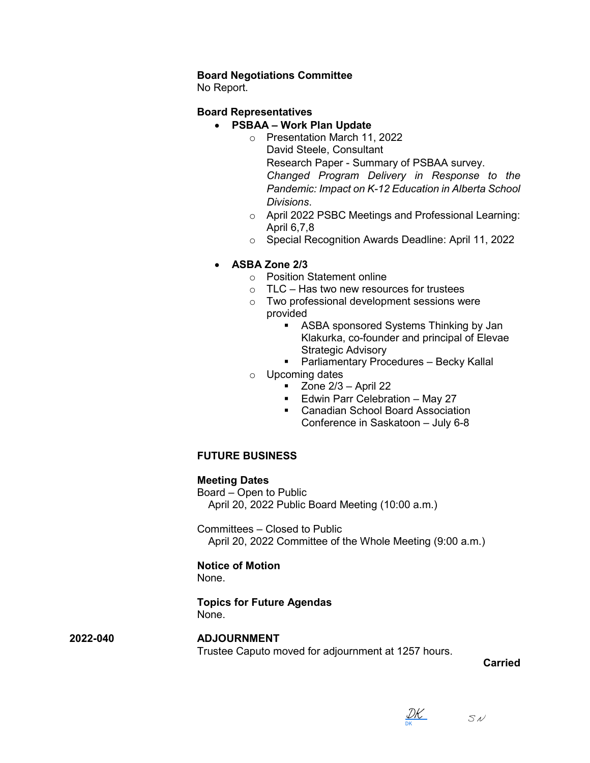**Board Negotiations Committee**
No Report.

**Board Representatives**

- **PSBAA – Work Plan Update**
  - Presentation March 11, 2022
    David Steele, Consultant
    Research Paper - Summary of PSBAA survey.
    *Changed Program Delivery in Response to the Pandemic: Impact on K-12 Education in Alberta School Divisions*.
  - April 2022 PSBC Meetings and Professional Learning: April 6,7,8
  - Special Recognition Awards Deadline: April 11, 2022

- **ASBA Zone 2/3**
  - Position Statement online
  - TLC – Has two new resources for trustees
  - Two professional development sessions were provided
    - ASBA sponsored Systems Thinking by Jan Klakurka, co-founder and principal of Elevae Strategic Advisory
    - Parliamentary Procedures – Becky Kallal
  - Upcoming dates
    - Zone 2/3 – April 22
    - Edwin Parr Celebration – May 27
    - Canadian School Board Association Conference in Saskatoon – July 6-8

**FUTURE BUSINESS**

**Meeting Dates**
Board – Open to Public
April 20, 2022 Public Board Meeting (10:00 a.m.)

Committees – Closed to Public
April 20, 2022 Committee of the Whole Meeting (9:00 a.m.)

**Notice of Motion**
None.

**Topics for Future Agendas**
None.

**2022-040** **ADJOURNMENT**
Trustee Caputo moved for adjournment at 1257 hours.

**Carried**

DK SN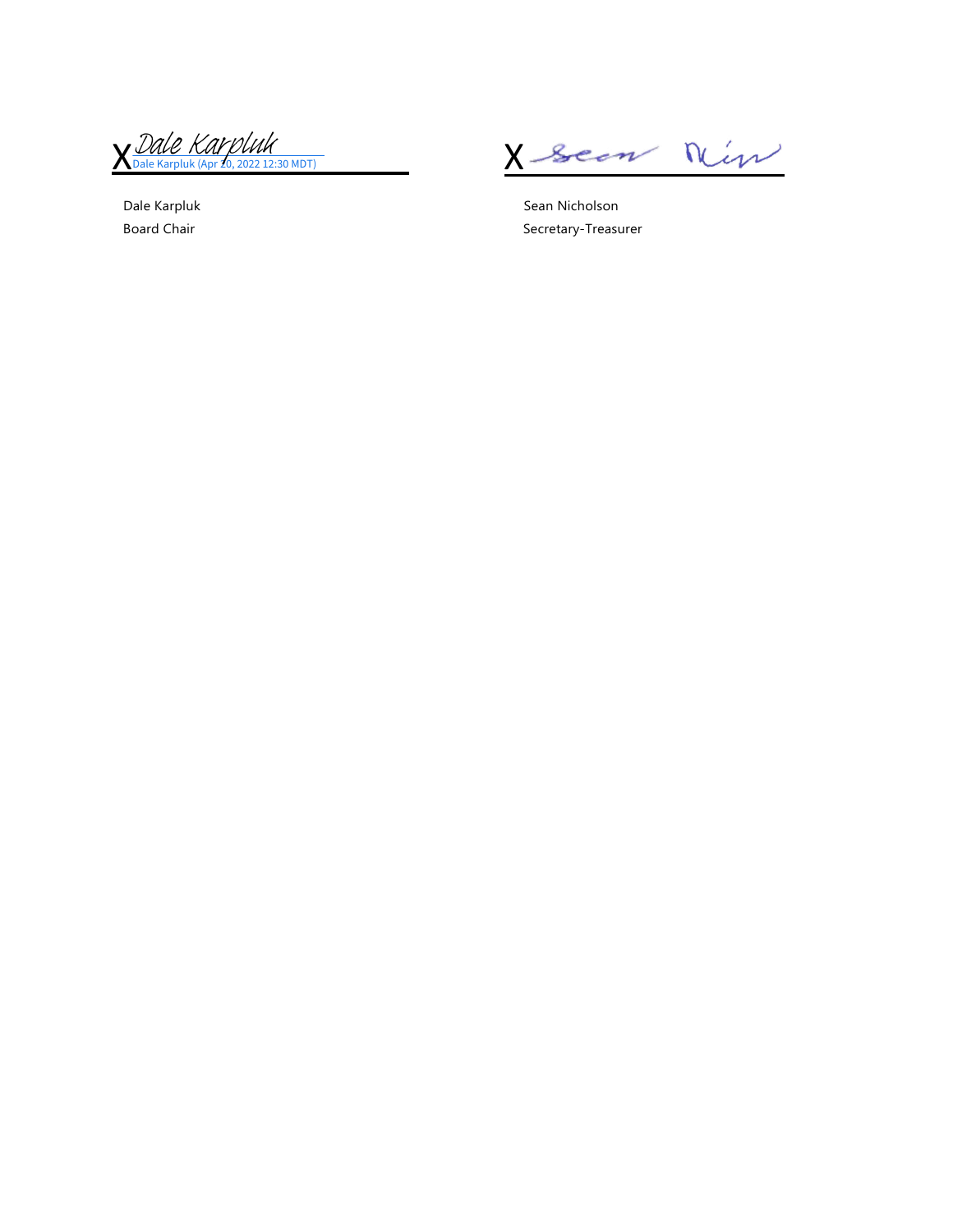X *Dale Karpluk*
Dale Karpluk (Apr 20, 2022 12:30 MDT)

Dale Karpluk
Board Chair

X *Sean Nicholson*

Sean Nicholson
Secretary-Treasurer